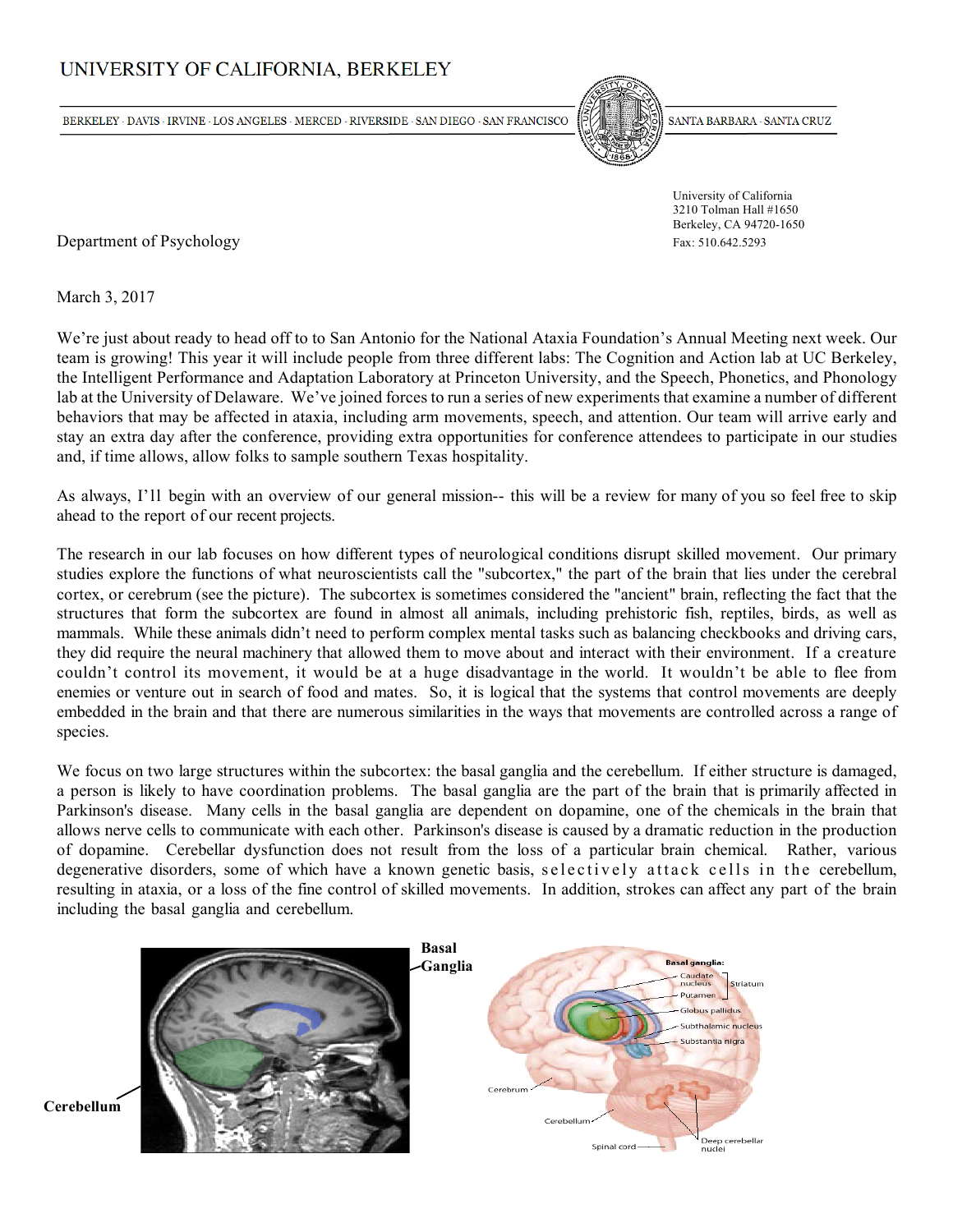# UNIVERSITY OF CALIFORNIA, BERKELEY

BERKELEY · DAVIS · IRVINE · LOS ANGELES · MERCED · RIVERSIDE · SAN DIEGO · SAN FRANCISCO · SANTA BARBARA · SANTA CRUZ

Department of Psychology

University of California
3210 Tolman Hall #1650
Berkeley, CA 94720-1650
Fax: 510.642.5293

March 3, 2017

We're just about ready to head off to San Antonio for the National Ataxia Foundation's Annual Meeting next week. Our team is growing! This year it will include people from three different labs: The Cognition and Action lab at UC Berkeley, the Intelligent Performance and Adaptation Laboratory at Princeton University, and the Speech, Phonetics, and Phonology lab at the University of Delaware. We've joined forces to run a series of new experiments that examine a number of different behaviors that may be affected in ataxia, including arm movements, speech, and attention. Our team will arrive early and stay an extra day after the conference, providing extra opportunities for conference attendees to participate in our studies and, if time allows, allow folks to sample southern Texas hospitality.

As always, I'll begin with an overview of our general mission-- this will be a review for many of you so feel free to skip ahead to the report of our recent projects.

The research in our lab focuses on how different types of neurological conditions disrupt skilled movement. Our primary studies explore the functions of what neuroscientists call the "subcortex," the part of the brain that lies under the cerebral cortex, or cerebrum (see the picture). The subcortex is sometimes considered the "ancient" brain, reflecting the fact that the structures that form the subcortex are found in almost all animals, including prehistoric fish, reptiles, birds, as well as mammals. While these animals didn't need to perform complex mental tasks such as balancing checkbooks and driving cars, they did require the neural machinery that allowed them to move about and interact with their environment. If a creature couldn't control its movement, it would be at a huge disadvantage in the world. It wouldn't be able to flee from enemies or venture out in search of food and mates. So, it is logical that the systems that control movements are deeply embedded in the brain and that there are numerous similarities in the ways that movements are controlled across a range of species.

We focus on two large structures within the subcortex: the basal ganglia and the cerebellum. If either structure is damaged, a person is likely to have coordination problems. The basal ganglia are the part of the brain that is primarily affected in Parkinson's disease. Many cells in the basal ganglia are dependent on dopamine, one of the chemicals in the brain that allows nerve cells to communicate with each other. Parkinson's disease is caused by a dramatic reduction in the production of dopamine. Cerebellar dysfunction does not result from the loss of a particular brain chemical. Rather, various degenerative disorders, some of which have a known genetic basis, selectively attack cells in the cerebellum, resulting in ataxia, or a loss of the fine control of skilled movements. In addition, strokes can affect any part of the brain including the basal ganglia and cerebellum.

Basal Ganglia

Cerebellum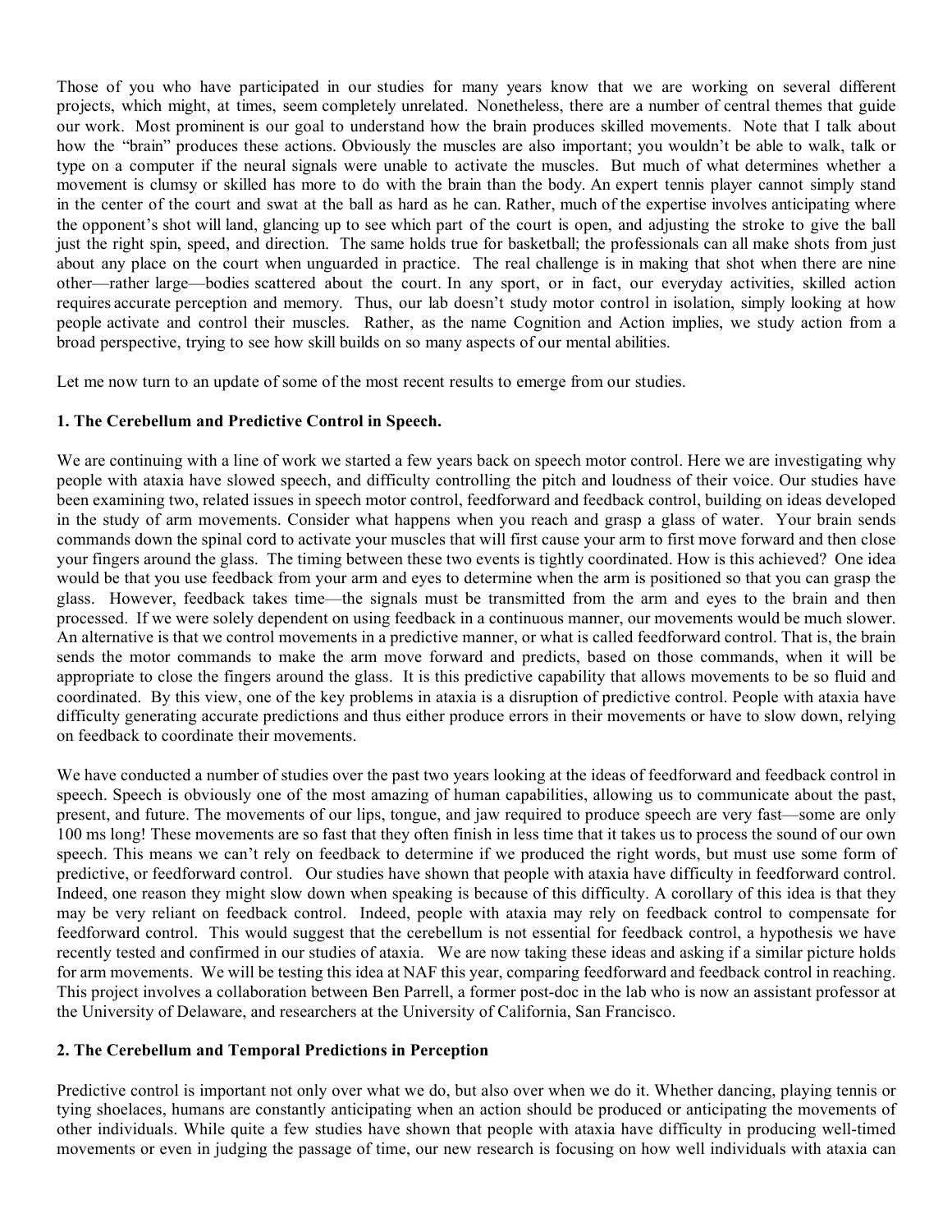Those of you who have participated in our studies for many years know that we are working on several different projects, which might, at times, seem completely unrelated. Nonetheless, there are a number of central themes that guide our work. Most prominent is our goal to understand how the brain produces skilled movements. Note that I talk about how the "brain" produces these actions. Obviously the muscles are also important; you wouldn't be able to walk, talk or type on a computer if the neural signals were unable to activate the muscles. But much of what determines whether a movement is clumsy or skilled has more to do with the brain than the body. An expert tennis player cannot simply stand in the center of the court and swat at the ball as hard as he can. Rather, much of the expertise involves anticipating where the opponent's shot will land, glancing up to see which part of the court is open, and adjusting the stroke to give the ball just the right spin, speed, and direction. The same holds true for basketball; the professionals can all make shots from just about any place on the court when unguarded in practice. The real challenge is in making that shot when there are nine other—rather large—bodies scattered about the court. In any sport, or in fact, our everyday activities, skilled action requires accurate perception and memory. Thus, our lab doesn't study motor control in isolation, simply looking at how people activate and control their muscles. Rather, as the name Cognition and Action implies, we study action from a broad perspective, trying to see how skill builds on so many aspects of our mental abilities.

Let me now turn to an update of some of the most recent results to emerge from our studies.

### 1. The Cerebellum and Predictive Control in Speech.

We are continuing with a line of work we started a few years back on speech motor control. Here we are investigating why people with ataxia have slowed speech, and difficulty controlling the pitch and loudness of their voice. Our studies have been examining two, related issues in speech motor control, feedforward and feedback control, building on ideas developed in the study of arm movements. Consider what happens when you reach and grasp a glass of water. Your brain sends commands down the spinal cord to activate your muscles that will first cause your arm to first move forward and then close your fingers around the glass. The timing between these two events is tightly coordinated. How is this achieved? One idea would be that you use feedback from your arm and eyes to determine when the arm is positioned so that you can grasp the glass. However, feedback takes time—the signals must be transmitted from the arm and eyes to the brain and then processed. If we were solely dependent on using feedback in a continuous manner, our movements would be much slower. An alternative is that we control movements in a predictive manner, or what is called feedforward control. That is, the brain sends the motor commands to make the arm move forward and predicts, based on those commands, when it will be appropriate to close the fingers around the glass. It is this predictive capability that allows movements to be so fluid and coordinated. By this view, one of the key problems in ataxia is a disruption of predictive control. People with ataxia have difficulty generating accurate predictions and thus either produce errors in their movements or have to slow down, relying on feedback to coordinate their movements.

We have conducted a number of studies over the past two years looking at the ideas of feedforward and feedback control in speech. Speech is obviously one of the most amazing of human capabilities, allowing us to communicate about the past, present, and future. The movements of our lips, tongue, and jaw required to produce speech are very fast—some are only 100 ms long! These movements are so fast that they often finish in less time that it takes us to process the sound of our own speech. This means we can't rely on feedback to determine if we produced the right words, but must use some form of predictive, or feedforward control. Our studies have shown that people with ataxia have difficulty in feedforward control. Indeed, one reason they might slow down when speaking is because of this difficulty. A corollary of this idea is that they may be very reliant on feedback control. Indeed, people with ataxia may rely on feedback control to compensate for feedforward control. This would suggest that the cerebellum is not essential for feedback control, a hypothesis we have recently tested and confirmed in our studies of ataxia. We are now taking these ideas and asking if a similar picture holds for arm movements. We will be testing this idea at NAF this year, comparing feedforward and feedback control in reaching. This project involves a collaboration between Ben Parrell, a former post-doc in the lab who is now an assistant professor at the University of Delaware, and researchers at the University of California, San Francisco.

### 2. The Cerebellum and Temporal Predictions in Perception

Predictive control is important not only over what we do, but also over when we do it. Whether dancing, playing tennis or tying shoelaces, humans are constantly anticipating when an action should be produced or anticipating the movements of other individuals. While quite a few studies have shown that people with ataxia have difficulty in producing well-timed movements or even in judging the passage of time, our new research is focusing on how well individuals with ataxia can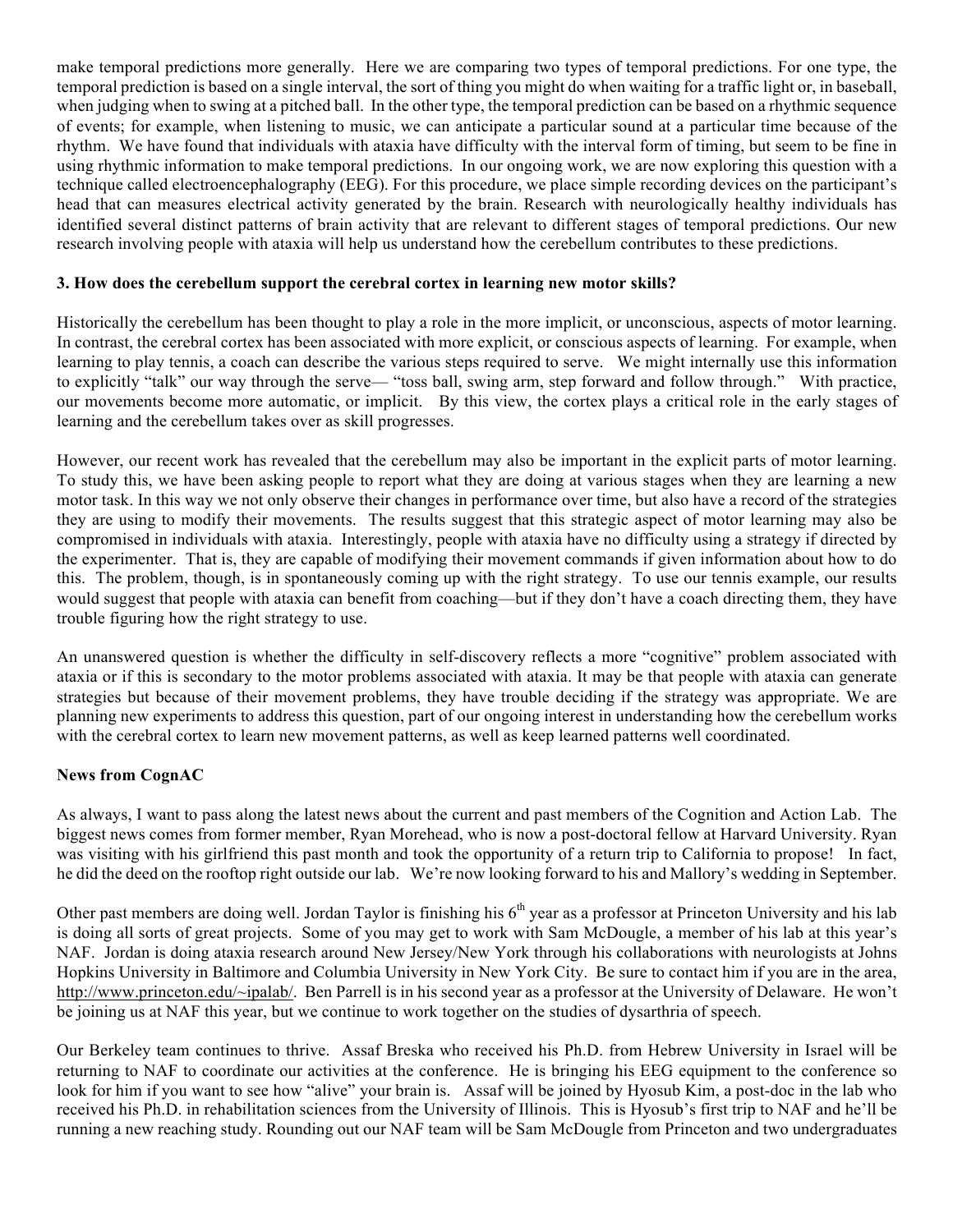make temporal predictions more generally. Here we are comparing two types of temporal predictions. For one type, the temporal prediction is based on a single interval, the sort of thing you might do when waiting for a traffic light or, in baseball, when judging when to swing at a pitched ball. In the other type, the temporal prediction can be based on a rhythmic sequence of events; for example, when listening to music, we can anticipate a particular sound at a particular time because of the rhythm. We have found that individuals with ataxia have difficulty with the interval form of timing, but seem to be fine in using rhythmic information to make temporal predictions. In our ongoing work, we are now exploring this question with a technique called electroencephalography (EEG). For this procedure, we place simple recording devices on the participant's head that can measures electrical activity generated by the brain. Research with neurologically healthy individuals has identified several distinct patterns of brain activity that are relevant to different stages of temporal predictions. Our new research involving people with ataxia will help us understand how the cerebellum contributes to these predictions.

**3. How does the cerebellum support the cerebral cortex in learning new motor skills?**

Historically the cerebellum has been thought to play a role in the more implicit, or unconscious, aspects of motor learning. In contrast, the cerebral cortex has been associated with more explicit, or conscious aspects of learning. For example, when learning to play tennis, a coach can describe the various steps required to serve. We might internally use this information to explicitly "talk" our way through the serve— "toss ball, swing arm, step forward and follow through." With practice, our movements become more automatic, or implicit. By this view, the cortex plays a critical role in the early stages of learning and the cerebellum takes over as skill progresses.

However, our recent work has revealed that the cerebellum may also be important in the explicit parts of motor learning. To study this, we have been asking people to report what they are doing at various stages when they are learning a new motor task. In this way we not only observe their changes in performance over time, but also have a record of the strategies they are using to modify their movements. The results suggest that this strategic aspect of motor learning may also be compromised in individuals with ataxia. Interestingly, people with ataxia have no difficulty using a strategy if directed by the experimenter. That is, they are capable of modifying their movement commands if given information about how to do this. The problem, though, is in spontaneously coming up with the right strategy. To use our tennis example, our results would suggest that people with ataxia can benefit from coaching—but if they don't have a coach directing them, they have trouble figuring how the right strategy to use.

An unanswered question is whether the difficulty in self-discovery reflects a more "cognitive" problem associated with ataxia or if this is secondary to the motor problems associated with ataxia. It may be that people with ataxia can generate strategies but because of their movement problems, they have trouble deciding if the strategy was appropriate. We are planning new experiments to address this question, part of our ongoing interest in understanding how the cerebellum works with the cerebral cortex to learn new movement patterns, as well as keep learned patterns well coordinated.

**News from CognAC**

As always, I want to pass along the latest news about the current and past members of the Cognition and Action Lab. The biggest news comes from former member, Ryan Morehead, who is now a post-doctoral fellow at Harvard University. Ryan was visiting with his girlfriend this past month and took the opportunity of a return trip to California to propose! In fact, he did the deed on the rooftop right outside our lab. We're now looking forward to his and Mallory's wedding in September.

Other past members are doing well. Jordan Taylor is finishing his 6th year as a professor at Princeton University and his lab is doing all sorts of great projects. Some of you may get to work with Sam McDougle, a member of his lab at this year's NAF. Jordan is doing ataxia research around New Jersey/New York through his collaborations with neurologists at Johns Hopkins University in Baltimore and Columbia University in New York City. Be sure to contact him if you are in the area, http://www.princeton.edu/~ipalab/. Ben Parrell is in his second year as a professor at the University of Delaware. He won't be joining us at NAF this year, but we continue to work together on the studies of dysarthria of speech.

Our Berkeley team continues to thrive. Assaf Breska who received his Ph.D. from Hebrew University in Israel will be returning to NAF to coordinate our activities at the conference. He is bringing his EEG equipment to the conference so look for him if you want to see how "alive" your brain is. Assaf will be joined by Hyosub Kim, a post-doc in the lab who received his Ph.D. in rehabilitation sciences from the University of Illinois. This is Hyosub's first trip to NAF and he'll be running a new reaching study. Rounding out our NAF team will be Sam McDougle from Princeton and two undergraduates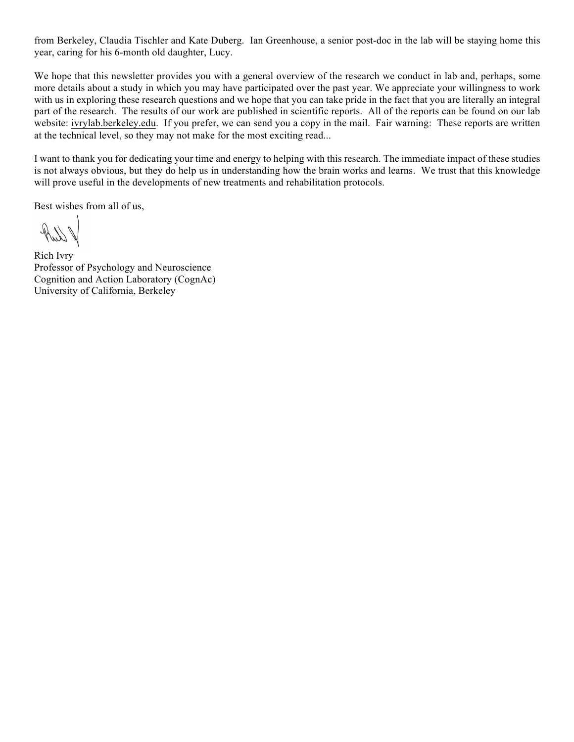from Berkeley, Claudia Tischler and Kate Duberg. Ian Greenhouse, a senior post-doc in the lab will be staying home this year, caring for his 6-month old daughter, Lucy.

We hope that this newsletter provides you with a general overview of the research we conduct in lab and, perhaps, some more details about a study in which you may have participated over the past year. We appreciate your willingness to work with us in exploring these research questions and we hope that you can take pride in the fact that you are literally an integral part of the research. The results of our work are published in scientific reports. All of the reports can be found on our lab website: ivrylab.berkeley.edu. If you prefer, we can send you a copy in the mail. Fair warning: These reports are written at the technical level, so they may not make for the most exciting read...

I want to thank you for dedicating your time and energy to helping with this research. The immediate impact of these studies is not always obvious, but they do help us in understanding how the brain works and learns. We trust that this knowledge will prove useful in the developments of new treatments and rehabilitation protocols.

Best wishes from all of us,

Rich Ivry
Professor of Psychology and Neuroscience
Cognition and Action Laboratory (CognAc)
University of California, Berkeley